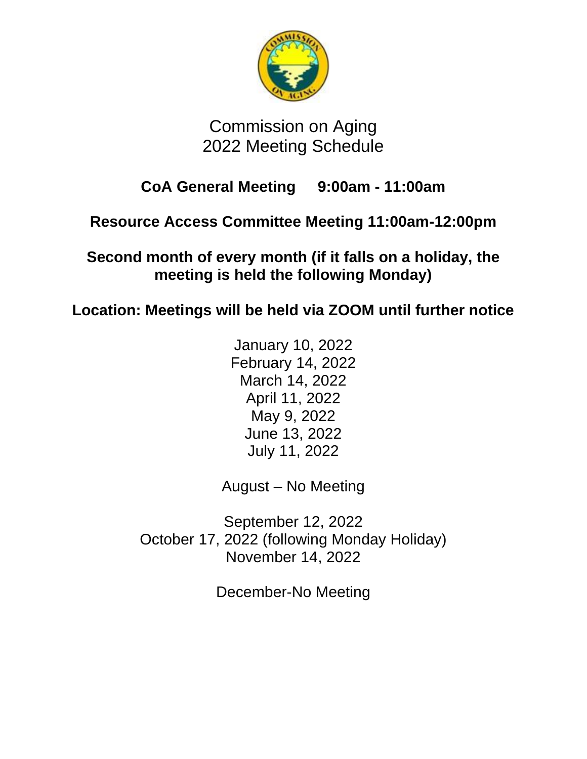# Commission on Aging
# 2022 Meeting Schedule

**CoA General Meeting 9:00am - 11:00am**

**Resource Access Committee Meeting 11:00am-12:00pm**

**Second month of every month (if it falls on a holiday, the meeting is held the following Monday)**

**Location: Meetings will be held via ZOOM until further notice**

January 10, 2022
February 14, 2022
March 14, 2022
April 11, 2022
May 9, 2022
June 13, 2022
July 11, 2022

August – No Meeting

September 12, 2022
October 17, 2022 (following Monday Holiday)
November 14, 2022

December-No Meeting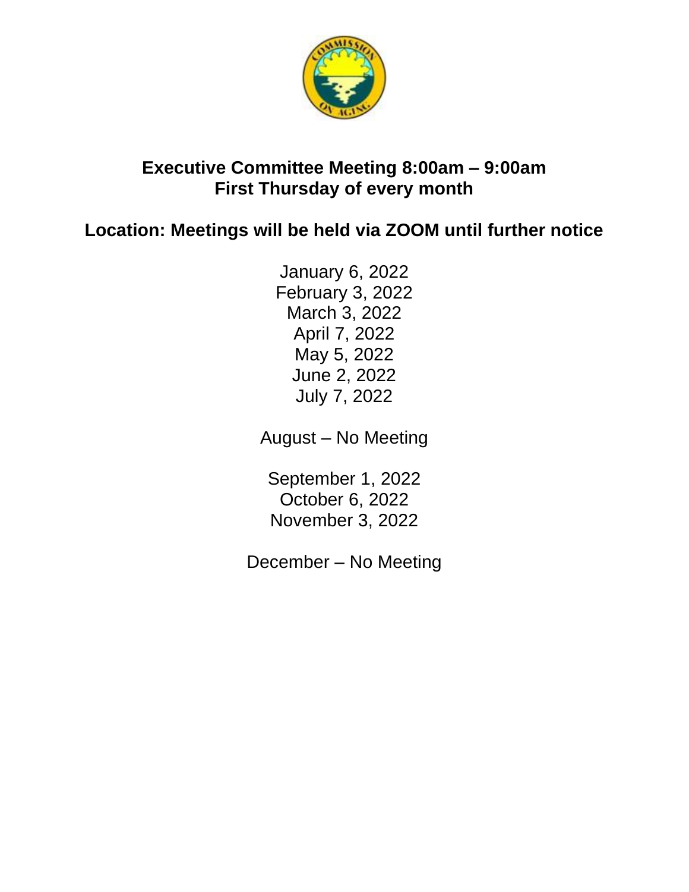**Executive Committee Meeting 8:00am – 9:00am**
**First Thursday of every month**

**Location: Meetings will be held via ZOOM until further notice**

January 6, 2022
February 3, 2022
March 3, 2022
April 7, 2022
May 5, 2022
June 2, 2022
July 7, 2022

August – No Meeting

September 1, 2022
October 6, 2022
November 3, 2022

December – No Meeting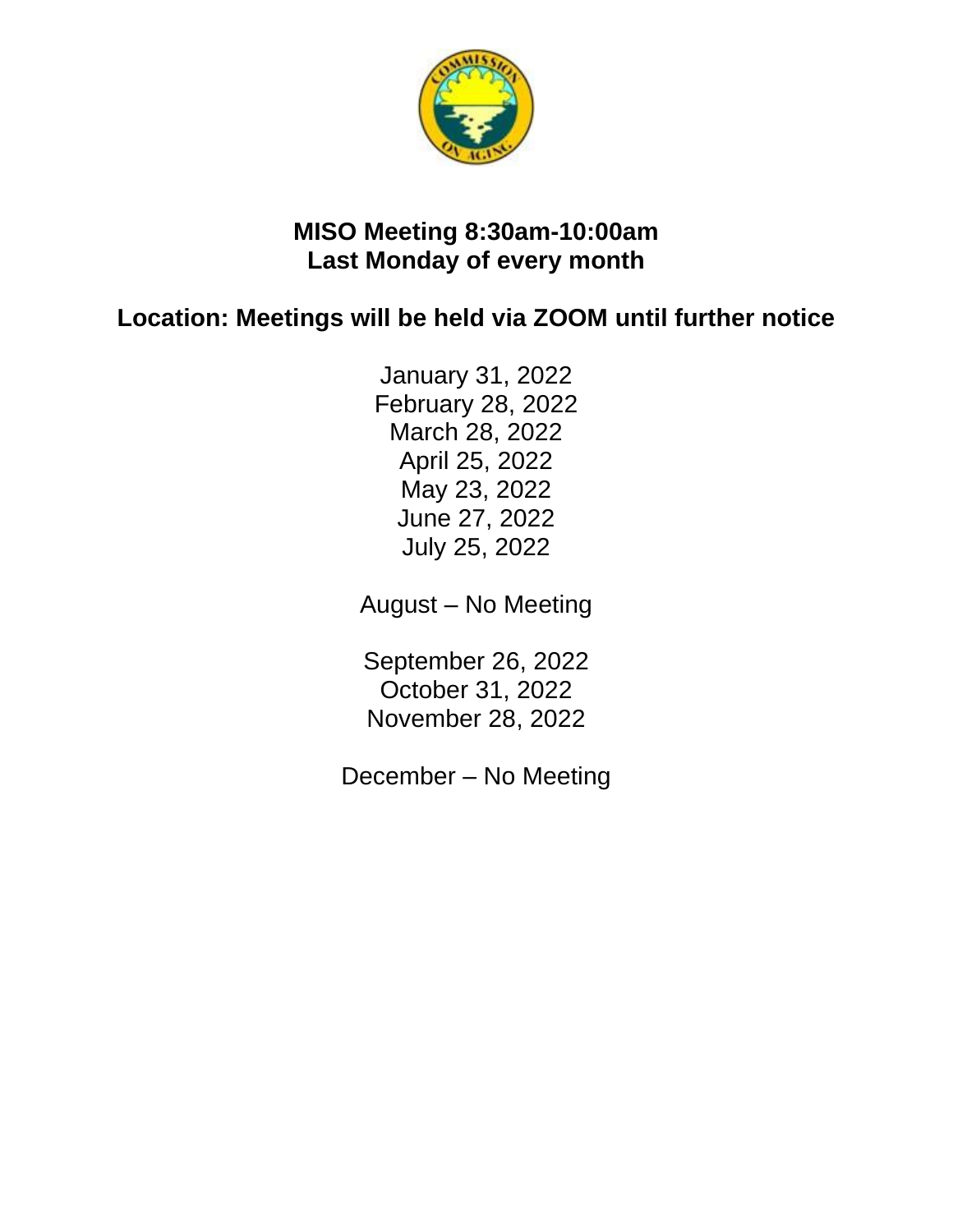**MISO Meeting 8:30am-10:00am**
**Last Monday of every month**

**Location: Meetings will be held via ZOOM until further notice**

January 31, 2022
February 28, 2022
March 28, 2022
April 25, 2022
May 23, 2022
June 27, 2022
July 25, 2022

August – No Meeting

September 26, 2022
October 31, 2022
November 28, 2022

December – No Meeting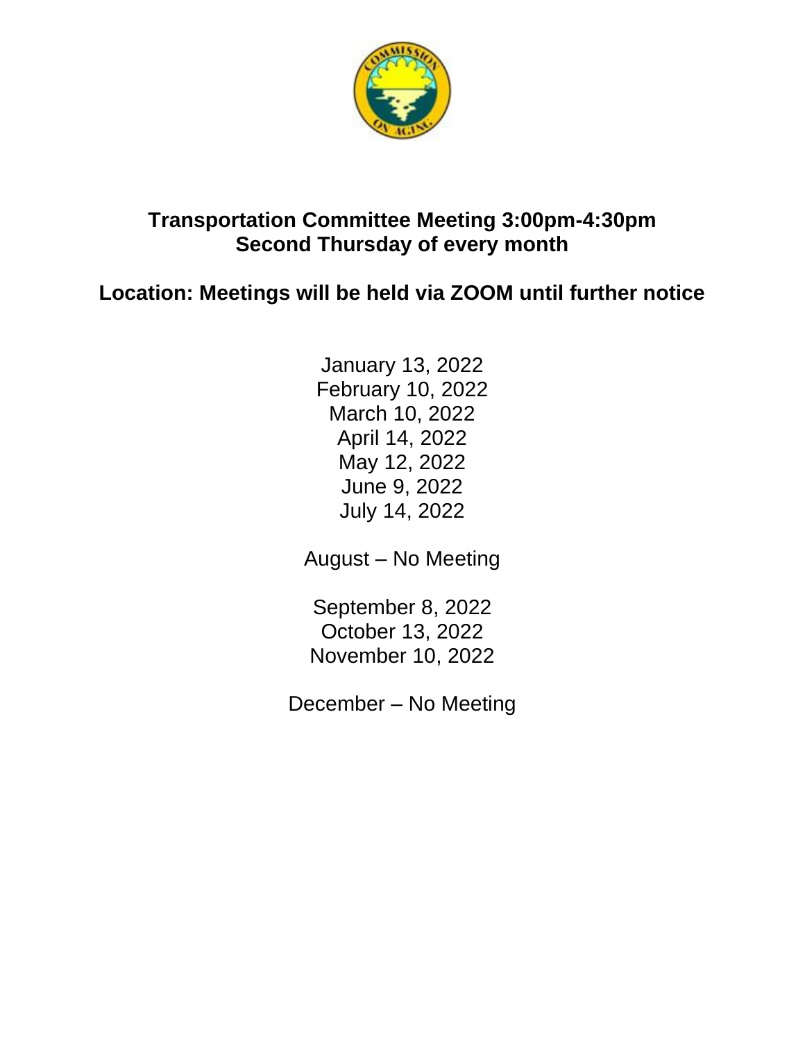**Transportation Committee Meeting 3:00pm-4:30pm**
**Second Thursday of every month**

**Location: Meetings will be held via ZOOM until further notice**

January 13, 2022
February 10, 2022
March 10, 2022
April 14, 2022
May 12, 2022
June 9, 2022
July 14, 2022

August – No Meeting

September 8, 2022
October 13, 2022
November 10, 2022

December – No Meeting